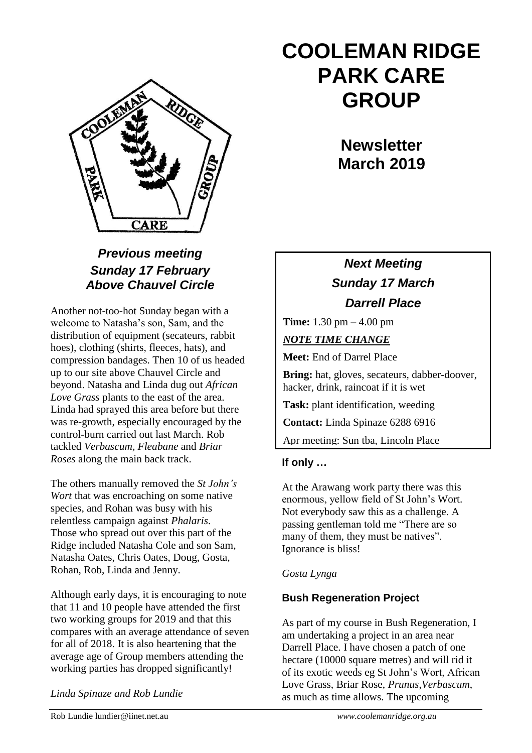# COOLEMAN RIDGE PARK CARE GROUP

## Newsletter March 2019

### *Previous meeting Sunday 17 February Above Chauvel Circle*

Another not-too-hot Sunday began with a welcome to Natasha's son, Sam, and the distribution of equipment (secateurs, rabbit hoes), clothing (shirts, fleeces, hats), and compression bandages. Then 10 of us headed up to our site above Chauvel Circle and beyond. Natasha and Linda dug out *African Love Grass* plants to the east of the area. Linda had sprayed this area before but there was re-growth, especially encouraged by the control-burn carried out last March. Rob tackled *Verbascum, Fleabane* and *Briar Roses* along the main back track.

The others manually removed the *St John's Wort* that was encroaching on some native species, and Rohan was busy with his relentless campaign against *Phalaris*. Those who spread out over this part of the Ridge included Natasha Cole and son Sam, Natasha Oates, Chris Oates, Doug, Gosta, Rohan, Rob, Linda and Jenny.

Although early days, it is encouraging to note that 11 and 10 people have attended the first two working groups for 2019 and that this compares with an average attendance of seven for all of 2018. It is also heartening that the average age of Group members attending the working parties has dropped significantly!

*Linda Spinaze and Rob Lundie*

### *Next Meeting Sunday 17 March Darrell Place*

**Time:** 1.30 pm – 4.00 pm

***NOTE TIME CHANGE***

**Meet:** End of Darrel Place

**Bring:** hat, gloves, secateurs, dabber-doover, hacker, drink, raincoat if it is wet

**Task:** plant identification, weeding

**Contact:** Linda Spinaze 6288 6916

Apr meeting: Sun tba, Lincoln Place

### If only …

At the Arawang work party there was this enormous, yellow field of St John's Wort. Not everybody saw this as a challenge. A passing gentleman told me "There are so many of them, they must be natives". Ignorance is bliss!

*Gosta Lynga*

### Bush Regeneration Project

As part of my course in Bush Regeneration, I am undertaking a project in an area near Darrell Place. I have chosen a patch of one hectare (10000 square metres) and will rid it of its exotic weeds eg St John's Wort, African Love Grass, Briar Rose, *Prunus*,*Verbascum*, as much as time allows. The upcoming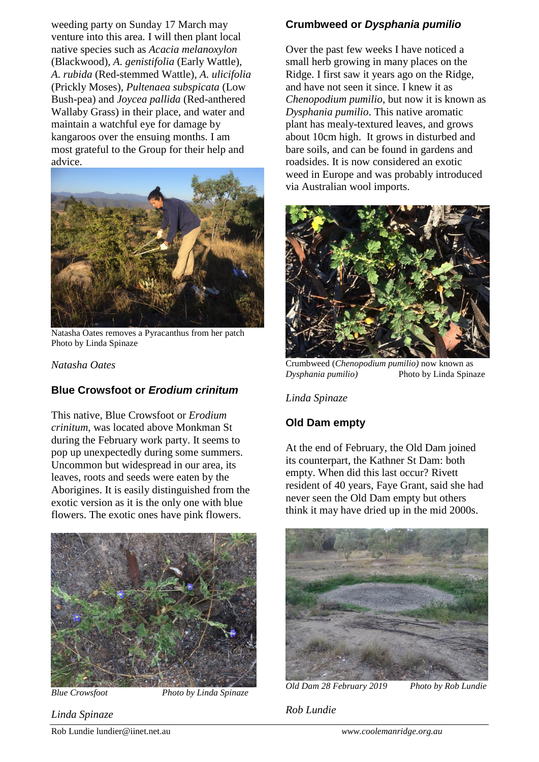weeding party on Sunday 17 March may venture into this area. I will then plant local native species such as *Acacia melanoxylon* (Blackwood), *A. genistifolia* (Early Wattle), *A. rubida* (Red-stemmed Wattle), *A. ulicifolia* (Prickly Moses), *Pultenaea subspicata* (Low Bush-pea) and *Joycea pallida* (Red-anthered Wallaby Grass) in their place, and water and maintain a watchful eye for damage by kangaroos over the ensuing months. I am most grateful to the Group for their help and advice.

Natasha Oates removes a Pyracanthus from her patch
Photo by Linda Spinaze

*Natasha Oates*

## Blue Crowsfoot or *Erodium crinitum*

This native, Blue Crowsfoot or *Erodium crinitum*, was located above Monkman St during the February work party. It seems to pop up unexpectedly during some summers. Uncommon but widespread in our area, its leaves, roots and seeds were eaten by the Aborigines. It is easily distinguished from the exotic version as it is the only one with blue flowers. The exotic ones have pink flowers.

*Blue Crowsfoot* *Photo by Linda Spinaze*

*Linda Spinaze*

## Crumbweed or *Dysphania pumilio*

Over the past few weeks I have noticed a small herb growing in many places on the Ridge. I first saw it years ago on the Ridge, and have not seen it since. I knew it as *Chenopodium pumilio*, but now it is known as *Dysphania pumilio*. This native aromatic plant has mealy-textured leaves, and grows about 10cm high. It grows in disturbed and bare soils, and can be found in gardens and roadsides. It is now considered an exotic weed in Europe and was probably introduced via Australian wool imports.

Crumbweed (*Chenopodium pumilio)* now known as *Dysphania pumilio)* Photo by Linda Spinaze

*Linda Spinaze*

## Old Dam empty

At the end of February, the Old Dam joined its counterpart, the Kathner St Dam: both empty. When did this last occur? Rivett resident of 40 years, Faye Grant, said she had never seen the Old Dam empty but others think it may have dried up in the mid 2000s.

*Old Dam 28 February 2019* *Photo by Rob Lundie*

*Rob Lundie*